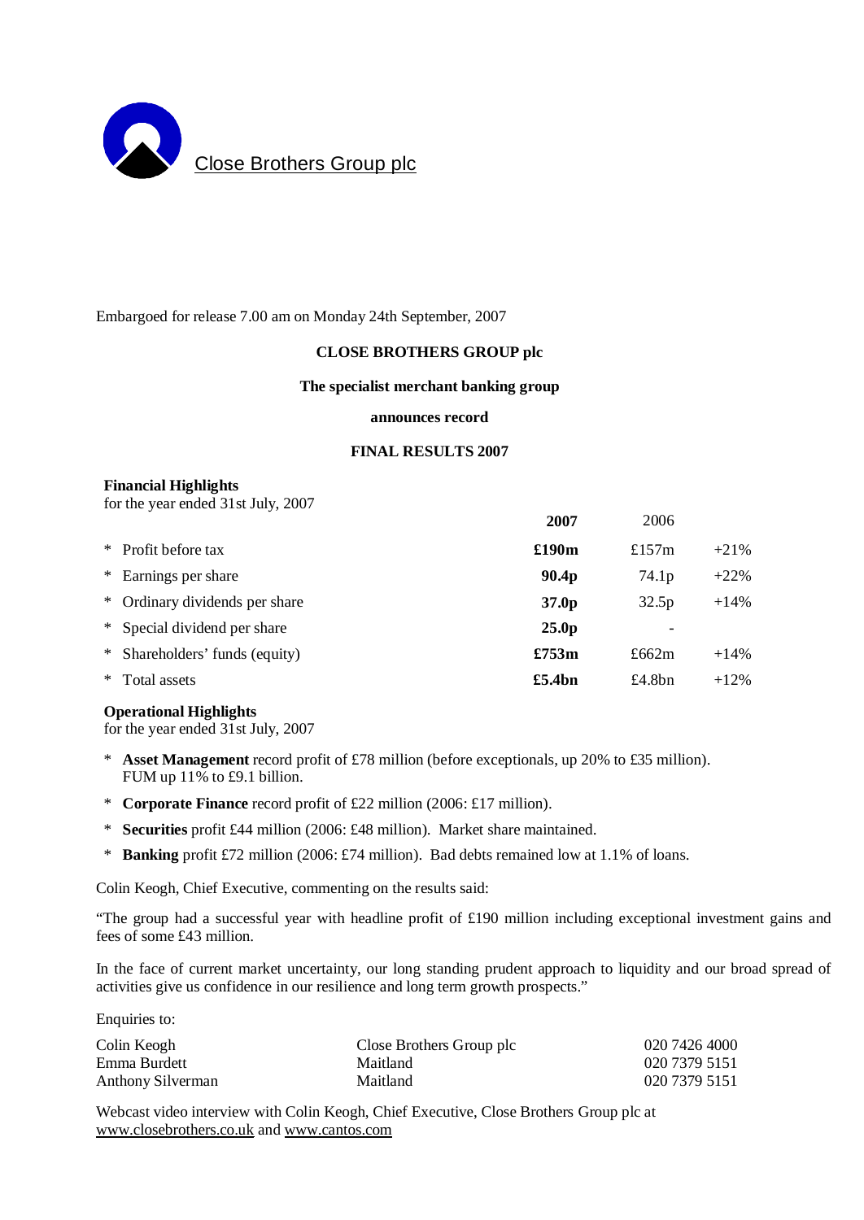Close Brothers Group plc

Embargoed for release 7.00 am on Monday 24th September, 2007

**CLOSE BROTHERS GROUP plc**

**The specialist merchant banking group**

**announces record**

**FINAL RESULTS 2007**

**Financial Highlights**
for the year ended 31st July, 2007

| | **2007** | 2006 | |
|---|---|---|---|
| * Profit before tax | **£190m** | £157m | +21% |
| * Earnings per share | **90.4p** | 74.1p | +22% |
| * Ordinary dividends per share | **37.0p** | 32.5p | +14% |
| * Special dividend per share | **25.0p** | - | |
| * Shareholders' funds (equity) | **£753m** | £662m | +14% |
| * Total assets | **£5.4bn** | £4.8bn | +12% |

**Operational Highlights**
for the year ended 31st July, 2007

* **Asset Management** record profit of £78 million (before exceptionals, up 20% to £35 million). FUM up 11% to £9.1 billion.
* **Corporate Finance** record profit of £22 million (2006: £17 million).
* **Securities** profit £44 million (2006: £48 million). Market share maintained.
* **Banking** profit £72 million (2006: £74 million). Bad debts remained low at 1.1% of loans.

Colin Keogh, Chief Executive, commenting on the results said:

"The group had a successful year with headline profit of £190 million including exceptional investment gains and fees of some £43 million.

In the face of current market uncertainty, our long standing prudent approach to liquidity and our broad spread of activities give us confidence in our resilience and long term growth prospects."

Enquiries to:

| | | |
|---|---|---|
| Colin Keogh | Close Brothers Group plc | 020 7426 4000 |
| Emma Burdett | Maitland | 020 7379 5151 |
| Anthony Silverman | Maitland | 020 7379 5151 |

Webcast video interview with Colin Keogh, Chief Executive, Close Brothers Group plc at www.closebrothers.co.uk and www.cantos.com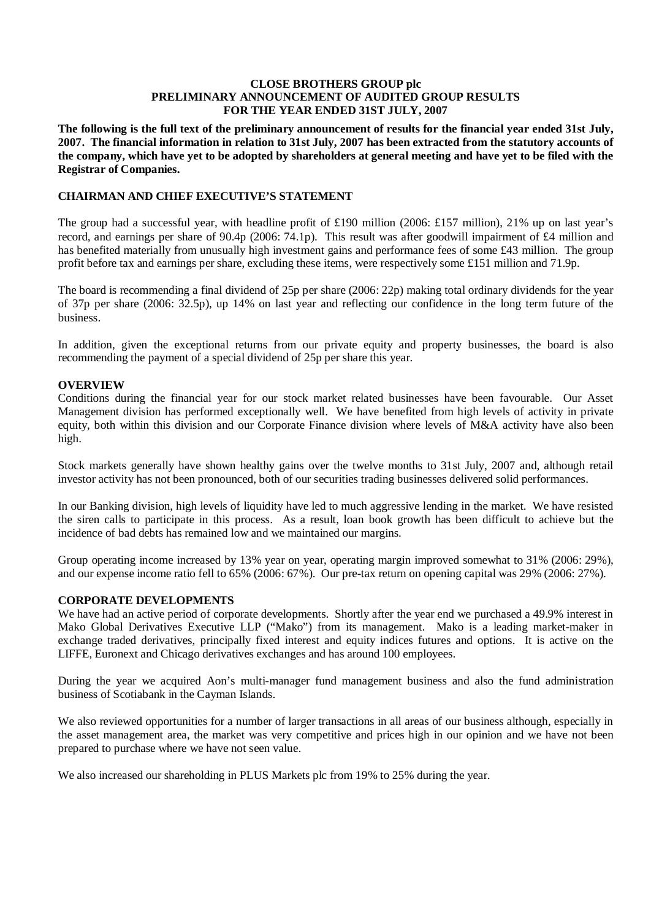**CLOSE BROTHERS GROUP plc**
**PRELIMINARY ANNOUNCEMENT OF AUDITED GROUP RESULTS**
**FOR THE YEAR ENDED 31ST JULY, 2007**

**The following is the full text of the preliminary announcement of results for the financial year ended 31st July, 2007. The financial information in relation to 31st July, 2007 has been extracted from the statutory accounts of the company, which have yet to be adopted by shareholders at general meeting and have yet to be filed with the Registrar of Companies.**

## CHAIRMAN AND CHIEF EXECUTIVE'S STATEMENT

The group had a successful year, with headline profit of £190 million (2006: £157 million), 21% up on last year's record, and earnings per share of 90.4p (2006: 74.1p). This result was after goodwill impairment of £4 million and has benefited materially from unusually high investment gains and performance fees of some £43 million. The group profit before tax and earnings per share, excluding these items, were respectively some £151 million and 71.9p.

The board is recommending a final dividend of 25p per share (2006: 22p) making total ordinary dividends for the year of 37p per share (2006: 32.5p), up 14% on last year and reflecting our confidence in the long term future of the business.

In addition, given the exceptional returns from our private equity and property businesses, the board is also recommending the payment of a special dividend of 25p per share this year.

## OVERVIEW

Conditions during the financial year for our stock market related businesses have been favourable. Our Asset Management division has performed exceptionally well. We have benefited from high levels of activity in private equity, both within this division and our Corporate Finance division where levels of M&A activity have also been high.

Stock markets generally have shown healthy gains over the twelve months to 31st July, 2007 and, although retail investor activity has not been pronounced, both of our securities trading businesses delivered solid performances.

In our Banking division, high levels of liquidity have led to much aggressive lending in the market. We have resisted the siren calls to participate in this process. As a result, loan book growth has been difficult to achieve but the incidence of bad debts has remained low and we maintained our margins.

Group operating income increased by 13% year on year, operating margin improved somewhat to 31% (2006: 29%), and our expense income ratio fell to 65% (2006: 67%). Our pre-tax return on opening capital was 29% (2006: 27%).

## CORPORATE DEVELOPMENTS

We have had an active period of corporate developments. Shortly after the year end we purchased a 49.9% interest in Mako Global Derivatives Executive LLP ("Mako") from its management. Mako is a leading market-maker in exchange traded derivatives, principally fixed interest and equity indices futures and options. It is active on the LIFFE, Euronext and Chicago derivatives exchanges and has around 100 employees.

During the year we acquired Aon's multi-manager fund management business and also the fund administration business of Scotiabank in the Cayman Islands.

We also reviewed opportunities for a number of larger transactions in all areas of our business although, especially in the asset management area, the market was very competitive and prices high in our opinion and we have not been prepared to purchase where we have not seen value.

We also increased our shareholding in PLUS Markets plc from 19% to 25% during the year.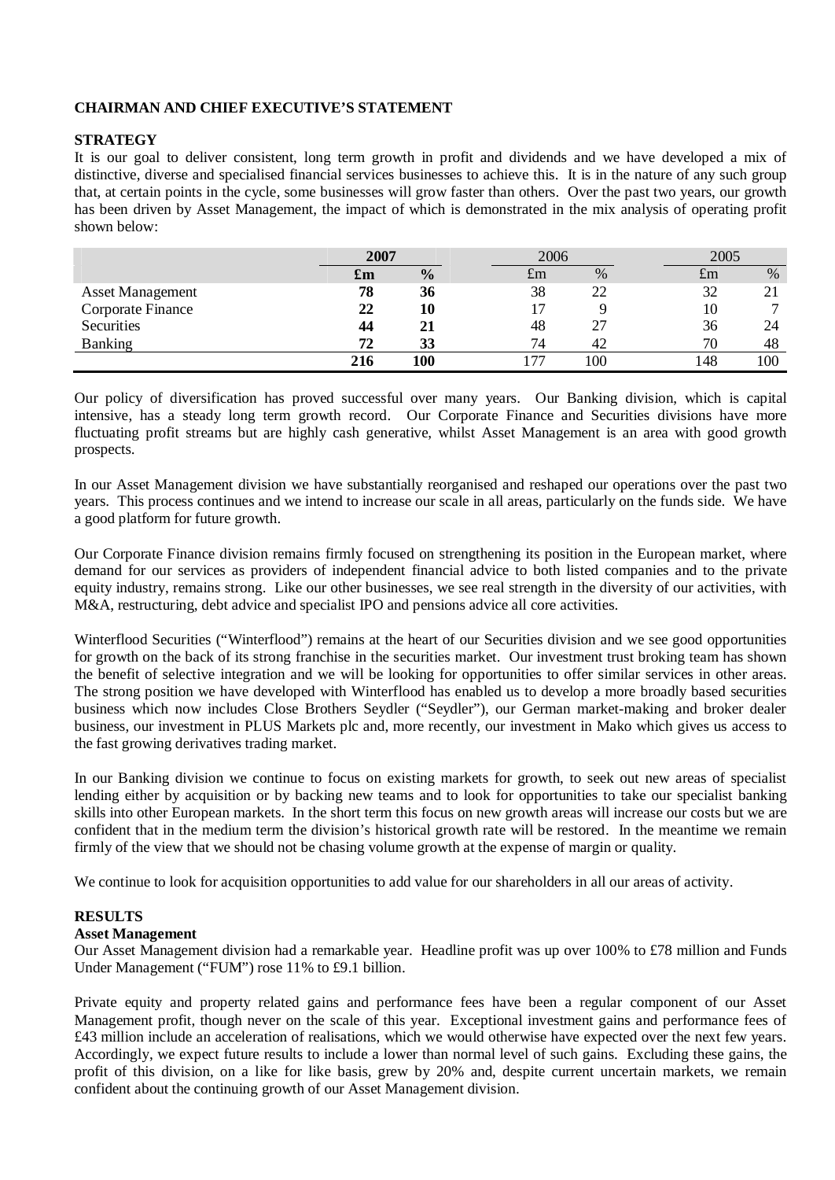## CHAIRMAN AND CHIEF EXECUTIVE'S STATEMENT

### STRATEGY

It is our goal to deliver consistent, long term growth in profit and dividends and we have developed a mix of distinctive, diverse and specialised financial services businesses to achieve this. It is in the nature of any such group that, at certain points in the cycle, some businesses will grow faster than others. Over the past two years, our growth has been driven by Asset Management, the impact of which is demonstrated in the mix analysis of operating profit shown below:

| | **2007** | | 2006 | | 2005 | |
|---|---|---|---|---|---|---|
| | **£m** | **%** | £m | % | £m | % |
| Asset Management | **78** | **36** | 38 | 22 | 32 | 21 |
| Corporate Finance | **22** | **10** | 17 | 9 | 10 | 7 |
| Securities | **44** | **21** | 48 | 27 | 36 | 24 |
| Banking | **72** | **33** | 74 | 42 | 70 | 48 |
| | **216** | **100** | 177 | 100 | 148 | 100 |

Our policy of diversification has proved successful over many years. Our Banking division, which is capital intensive, has a steady long term growth record. Our Corporate Finance and Securities divisions have more fluctuating profit streams but are highly cash generative, whilst Asset Management is an area with good growth prospects.

In our Asset Management division we have substantially reorganised and reshaped our operations over the past two years. This process continues and we intend to increase our scale in all areas, particularly on the funds side. We have a good platform for future growth.

Our Corporate Finance division remains firmly focused on strengthening its position in the European market, where demand for our services as providers of independent financial advice to both listed companies and to the private equity industry, remains strong. Like our other businesses, we see real strength in the diversity of our activities, with M&A, restructuring, debt advice and specialist IPO and pensions advice all core activities.

Winterflood Securities ("Winterflood") remains at the heart of our Securities division and we see good opportunities for growth on the back of its strong franchise in the securities market. Our investment trust broking team has shown the benefit of selective integration and we will be looking for opportunities to offer similar services in other areas. The strong position we have developed with Winterflood has enabled us to develop a more broadly based securities business which now includes Close Brothers Seydler ("Seydler"), our German market-making and broker dealer business, our investment in PLUS Markets plc and, more recently, our investment in Mako which gives us access to the fast growing derivatives trading market.

In our Banking division we continue to focus on existing markets for growth, to seek out new areas of specialist lending either by acquisition or by backing new teams and to look for opportunities to take our specialist banking skills into other European markets. In the short term this focus on new growth areas will increase our costs but we are confident that in the medium term the division's historical growth rate will be restored. In the meantime we remain firmly of the view that we should not be chasing volume growth at the expense of margin or quality.

We continue to look for acquisition opportunities to add value for our shareholders in all our areas of activity.

### RESULTS

#### Asset Management

Our Asset Management division had a remarkable year. Headline profit was up over 100% to £78 million and Funds Under Management ("FUM") rose 11% to £9.1 billion.

Private equity and property related gains and performance fees have been a regular component of our Asset Management profit, though never on the scale of this year. Exceptional investment gains and performance fees of £43 million include an acceleration of realisations, which we would otherwise have expected over the next few years. Accordingly, we expect future results to include a lower than normal level of such gains. Excluding these gains, the profit of this division, on a like for like basis, grew by 20% and, despite current uncertain markets, we remain confident about the continuing growth of our Asset Management division.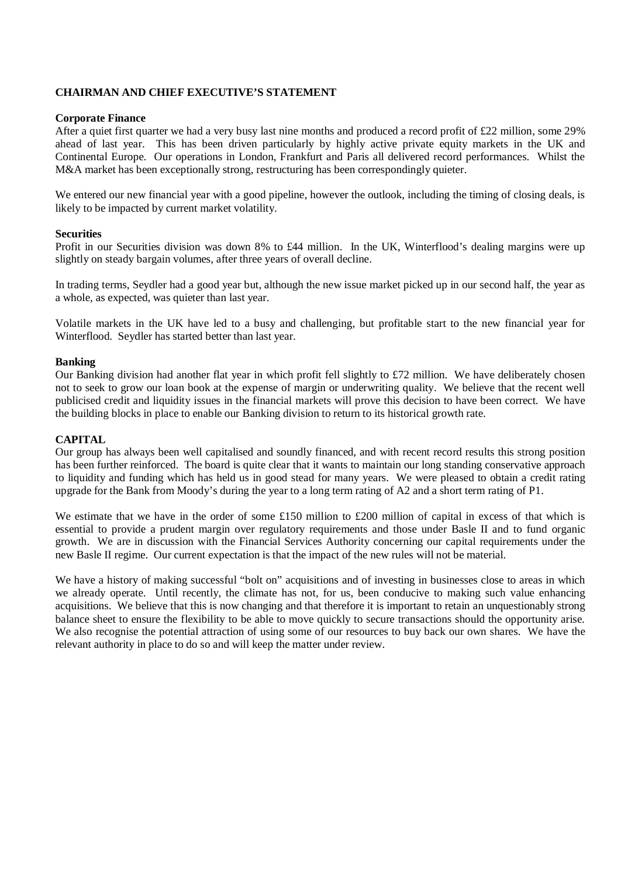## CHAIRMAN AND CHIEF EXECUTIVE'S STATEMENT

### Corporate Finance

After a quiet first quarter we had a very busy last nine months and produced a record profit of £22 million, some 29% ahead of last year. This has been driven particularly by highly active private equity markets in the UK and Continental Europe. Our operations in London, Frankfurt and Paris all delivered record performances. Whilst the M&A market has been exceptionally strong, restructuring has been correspondingly quieter.

We entered our new financial year with a good pipeline, however the outlook, including the timing of closing deals, is likely to be impacted by current market volatility.

### Securities

Profit in our Securities division was down 8% to £44 million. In the UK, Winterflood's dealing margins were up slightly on steady bargain volumes, after three years of overall decline.

In trading terms, Seydler had a good year but, although the new issue market picked up in our second half, the year as a whole, as expected, was quieter than last year.

Volatile markets in the UK have led to a busy and challenging, but profitable start to the new financial year for Winterflood. Seydler has started better than last year.

### Banking

Our Banking division had another flat year in which profit fell slightly to £72 million. We have deliberately chosen not to seek to grow our loan book at the expense of margin or underwriting quality. We believe that the recent well publicised credit and liquidity issues in the financial markets will prove this decision to have been correct. We have the building blocks in place to enable our Banking division to return to its historical growth rate.

## CAPITAL

Our group has always been well capitalised and soundly financed, and with recent record results this strong position has been further reinforced. The board is quite clear that it wants to maintain our long standing conservative approach to liquidity and funding which has held us in good stead for many years. We were pleased to obtain a credit rating upgrade for the Bank from Moody's during the year to a long term rating of A2 and a short term rating of P1.

We estimate that we have in the order of some £150 million to £200 million of capital in excess of that which is essential to provide a prudent margin over regulatory requirements and those under Basle II and to fund organic growth. We are in discussion with the Financial Services Authority concerning our capital requirements under the new Basle II regime. Our current expectation is that the impact of the new rules will not be material.

We have a history of making successful "bolt on" acquisitions and of investing in businesses close to areas in which we already operate. Until recently, the climate has not, for us, been conducive to making such value enhancing acquisitions. We believe that this is now changing and that therefore it is important to retain an unquestionably strong balance sheet to ensure the flexibility to be able to move quickly to secure transactions should the opportunity arise. We also recognise the potential attraction of using some of our resources to buy back our own shares. We have the relevant authority in place to do so and will keep the matter under review.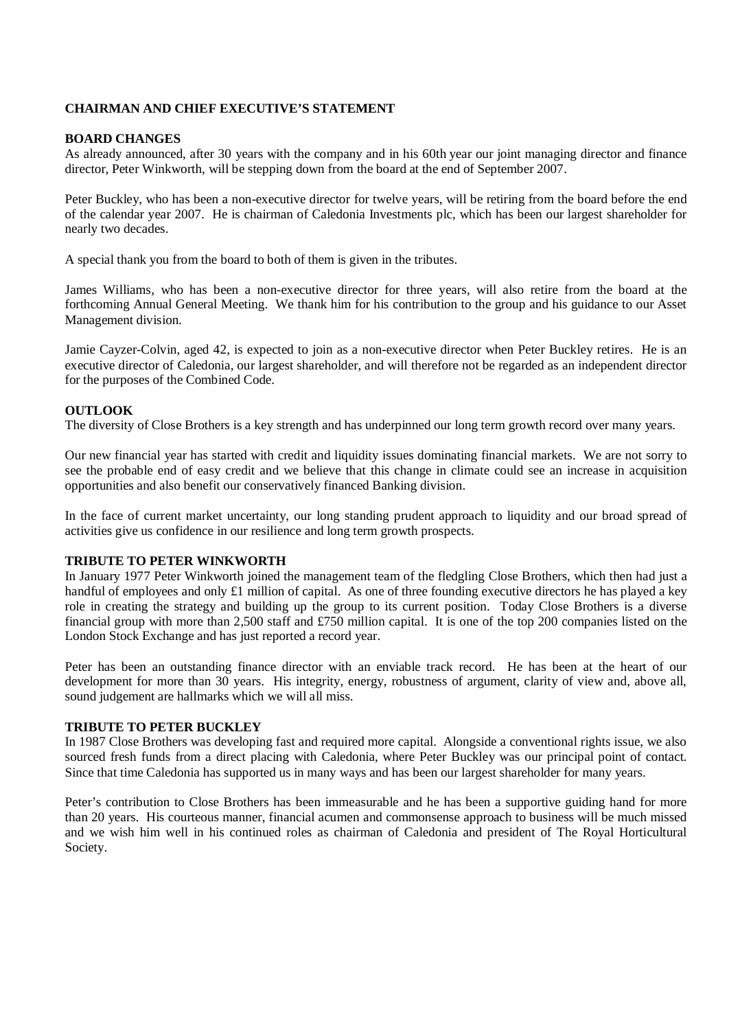## CHAIRMAN AND CHIEF EXECUTIVE'S STATEMENT

### BOARD CHANGES

As already announced, after 30 years with the company and in his 60th year our joint managing director and finance director, Peter Winkworth, will be stepping down from the board at the end of September 2007.

Peter Buckley, who has been a non-executive director for twelve years, will be retiring from the board before the end of the calendar year 2007. He is chairman of Caledonia Investments plc, which has been our largest shareholder for nearly two decades.

A special thank you from the board to both of them is given in the tributes.

James Williams, who has been a non-executive director for three years, will also retire from the board at the forthcoming Annual General Meeting. We thank him for his contribution to the group and his guidance to our Asset Management division.

Jamie Cayzer-Colvin, aged 42, is expected to join as a non-executive director when Peter Buckley retires. He is an executive director of Caledonia, our largest shareholder, and will therefore not be regarded as an independent director for the purposes of the Combined Code.

### OUTLOOK

The diversity of Close Brothers is a key strength and has underpinned our long term growth record over many years.

Our new financial year has started with credit and liquidity issues dominating financial markets. We are not sorry to see the probable end of easy credit and we believe that this change in climate could see an increase in acquisition opportunities and also benefit our conservatively financed Banking division.

In the face of current market uncertainty, our long standing prudent approach to liquidity and our broad spread of activities give us confidence in our resilience and long term growth prospects.

### TRIBUTE TO PETER WINKWORTH

In January 1977 Peter Winkworth joined the management team of the fledgling Close Brothers, which then had just a handful of employees and only £1 million of capital. As one of three founding executive directors he has played a key role in creating the strategy and building up the group to its current position. Today Close Brothers is a diverse financial group with more than 2,500 staff and £750 million capital. It is one of the top 200 companies listed on the London Stock Exchange and has just reported a record year.

Peter has been an outstanding finance director with an enviable track record. He has been at the heart of our development for more than 30 years. His integrity, energy, robustness of argument, clarity of view and, above all, sound judgement are hallmarks which we will all miss.

### TRIBUTE TO PETER BUCKLEY

In 1987 Close Brothers was developing fast and required more capital. Alongside a conventional rights issue, we also sourced fresh funds from a direct placing with Caledonia, where Peter Buckley was our principal point of contact. Since that time Caledonia has supported us in many ways and has been our largest shareholder for many years.

Peter's contribution to Close Brothers has been immeasurable and he has been a supportive guiding hand for more than 20 years. His courteous manner, financial acumen and commonsense approach to business will be much missed and we wish him well in his continued roles as chairman of Caledonia and president of The Royal Horticultural Society.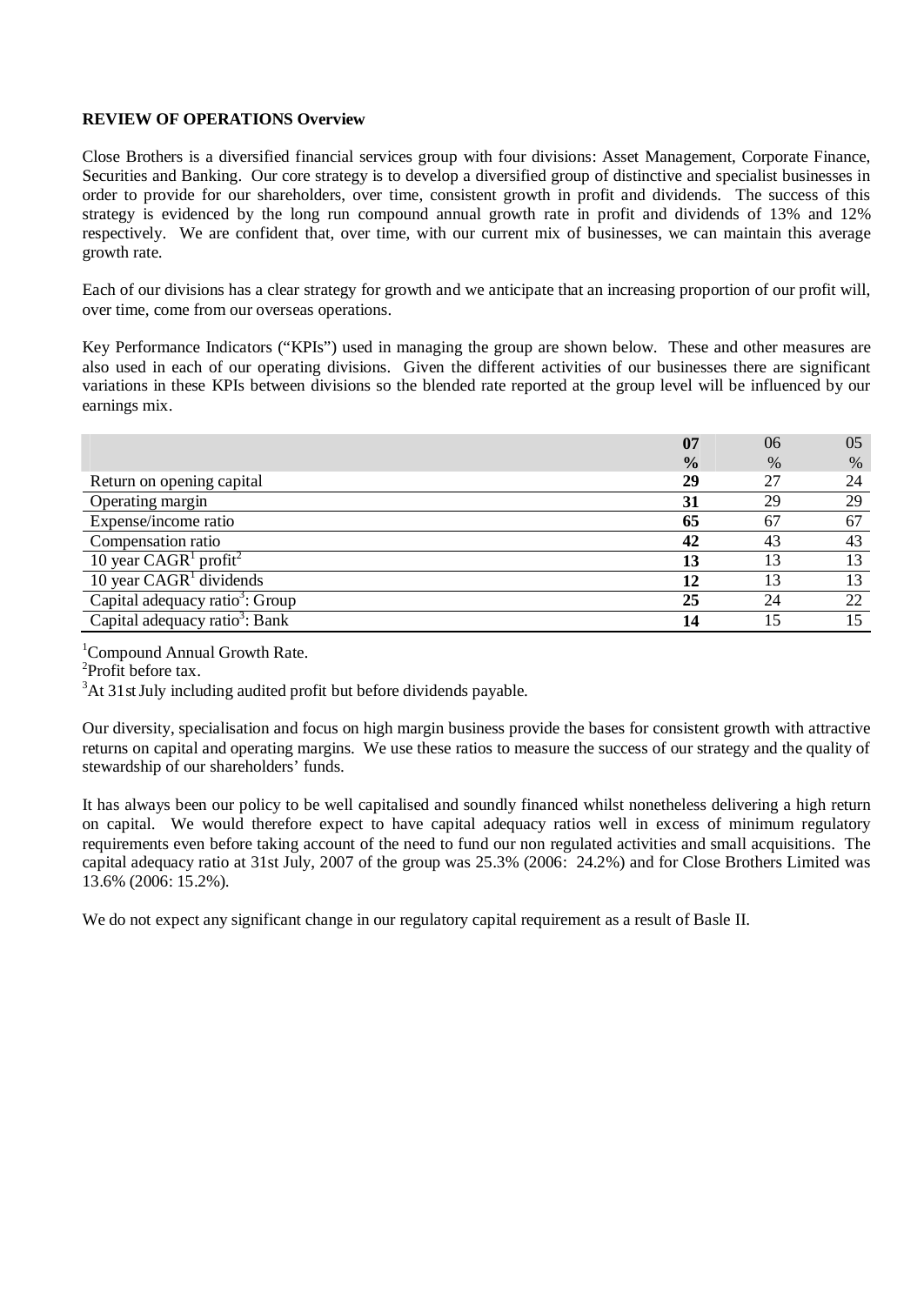**REVIEW OF OPERATIONS Overview**

Close Brothers is a diversified financial services group with four divisions: Asset Management, Corporate Finance, Securities and Banking. Our core strategy is to develop a diversified group of distinctive and specialist businesses in order to provide for our shareholders, over time, consistent growth in profit and dividends. The success of this strategy is evidenced by the long run compound annual growth rate in profit and dividends of 13% and 12% respectively. We are confident that, over time, with our current mix of businesses, we can maintain this average growth rate.

Each of our divisions has a clear strategy for growth and we anticipate that an increasing proportion of our profit will, over time, come from our overseas operations.

Key Performance Indicators ("KPIs") used in managing the group are shown below. These and other measures are also used in each of our operating divisions. Given the different activities of our businesses there are significant variations in these KPIs between divisions so the blended rate reported at the group level will be influenced by our earnings mix.

| | **07** | 06 | 05 |
|---|---|---|---|
| | **%** | % | % |
| Return on opening capital | **29** | 27 | 24 |
| Operating margin | **31** | 29 | 29 |
| Expense/income ratio | **65** | 67 | 67 |
| Compensation ratio | **42** | 43 | 43 |
| 10 year CAGR[1] profit[2] | **13** | 13 | 13 |
| 10 year CAGR[1] dividends | **12** | 13 | 13 |
| Capital adequacy ratio[3]: Group | **25** | 24 | 22 |
| Capital adequacy ratio[3]: Bank | **14** | 15 | 15 |

[1]Compound Annual Growth Rate.
[2]Profit before tax.
[3]At 31st July including audited profit but before dividends payable.

Our diversity, specialisation and focus on high margin business provide the bases for consistent growth with attractive returns on capital and operating margins. We use these ratios to measure the success of our strategy and the quality of stewardship of our shareholders' funds.

It has always been our policy to be well capitalised and soundly financed whilst nonetheless delivering a high return on capital. We would therefore expect to have capital adequacy ratios well in excess of minimum regulatory requirements even before taking account of the need to fund our non regulated activities and small acquisitions. The capital adequacy ratio at 31st July, 2007 of the group was 25.3% (2006: 24.2%) and for Close Brothers Limited was 13.6% (2006: 15.2%).

We do not expect any significant change in our regulatory capital requirement as a result of Basle II.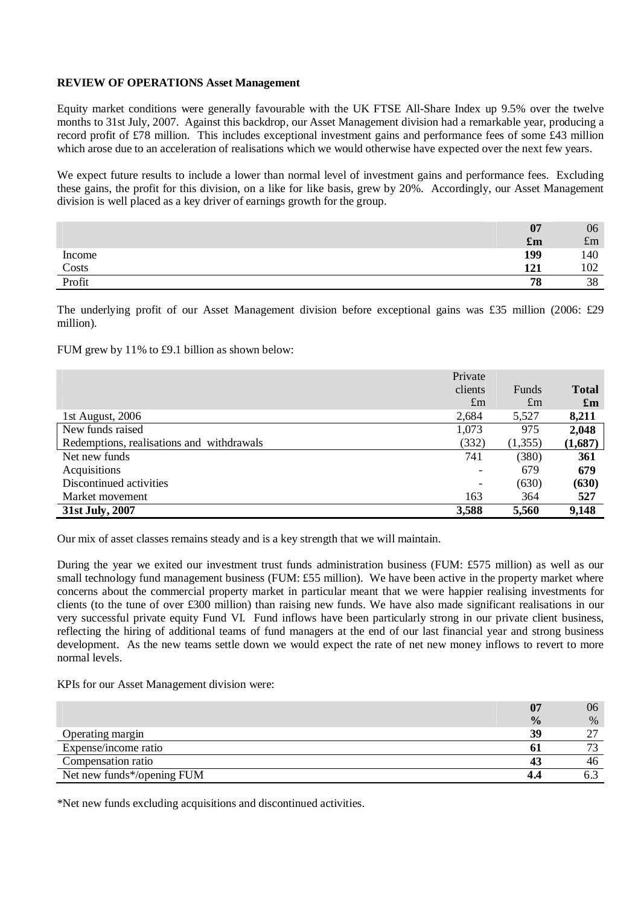**REVIEW OF OPERATIONS Asset Management**

Equity market conditions were generally favourable with the UK FTSE All-Share Index up 9.5% over the twelve months to 31st July, 2007. Against this backdrop, our Asset Management division had a remarkable year, producing a record profit of £78 million. This includes exceptional investment gains and performance fees of some £43 million which arose due to an acceleration of realisations which we would otherwise have expected over the next few years.

We expect future results to include a lower than normal level of investment gains and performance fees. Excluding these gains, the profit for this division, on a like for like basis, grew by 20%. Accordingly, our Asset Management division is well placed as a key driver of earnings growth for the group.

| | **07** | 06 |
|---|---|---|
| | **£m** | £m |
| Income | **199** | 140 |
| Costs | **121** | 102 |
| Profit | **78** | 38 |

The underlying profit of our Asset Management division before exceptional gains was £35 million (2006: £29 million).

FUM grew by 11% to £9.1 billion as shown below:

| | Private clients £m | Funds £m | **Total £m** |
|---|---|---|---|
| 1st August, 2006 | 2,684 | 5,527 | **8,211** |
| New funds raised | 1,073 | 975 | **2,048** |
| Redemptions, realisations and withdrawals | (332) | (1,355) | **(1,687)** |
| Net new funds | 741 | (380) | **361** |
| Acquisitions | - | 679 | **679** |
| Discontinued activities | - | (630) | **(630)** |
| Market movement | 163 | 364 | **527** |
| **31st July, 2007** | **3,588** | **5,560** | **9,148** |

Our mix of asset classes remains steady and is a key strength that we will maintain.

During the year we exited our investment trust funds administration business (FUM: £575 million) as well as our small technology fund management business (FUM: £55 million). We have been active in the property market where concerns about the commercial property market in particular meant that we were happier realising investments for clients (to the tune of over £300 million) than raising new funds. We have also made significant realisations in our very successful private equity Fund VI. Fund inflows have been particularly strong in our private client business, reflecting the hiring of additional teams of fund managers at the end of our last financial year and strong business development. As the new teams settle down we would expect the rate of net new money inflows to revert to more normal levels.

KPIs for our Asset Management division were:

| | **07** | 06 |
|---|---|---|
| | **%** | % |
| Operating margin | **39** | 27 |
| Expense/income ratio | **61** | 73 |
| Compensation ratio | **43** | 46 |
| Net new funds*/opening FUM | **4.4** | 6.3 |

*Net new funds excluding acquisitions and discontinued activities.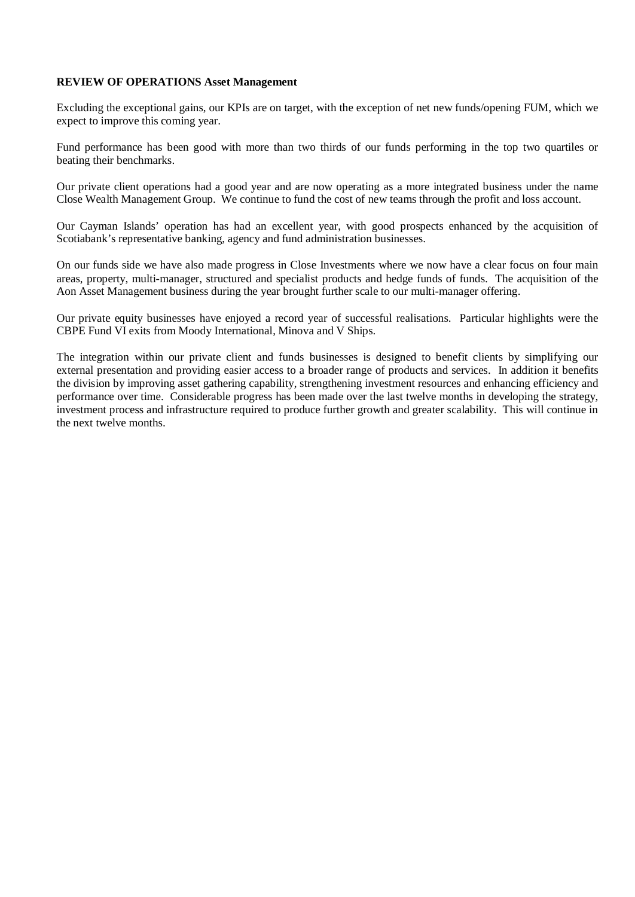**REVIEW OF OPERATIONS Asset Management**

Excluding the exceptional gains, our KPIs are on target, with the exception of net new funds/opening FUM, which we expect to improve this coming year.

Fund performance has been good with more than two thirds of our funds performing in the top two quartiles or beating their benchmarks.

Our private client operations had a good year and are now operating as a more integrated business under the name Close Wealth Management Group. We continue to fund the cost of new teams through the profit and loss account.

Our Cayman Islands' operation has had an excellent year, with good prospects enhanced by the acquisition of Scotiabank's representative banking, agency and fund administration businesses.

On our funds side we have also made progress in Close Investments where we now have a clear focus on four main areas, property, multi-manager, structured and specialist products and hedge funds of funds. The acquisition of the Aon Asset Management business during the year brought further scale to our multi-manager offering.

Our private equity businesses have enjoyed a record year of successful realisations. Particular highlights were the CBPE Fund VI exits from Moody International, Minova and V Ships.

The integration within our private client and funds businesses is designed to benefit clients by simplifying our external presentation and providing easier access to a broader range of products and services. In addition it benefits the division by improving asset gathering capability, strengthening investment resources and enhancing efficiency and performance over time. Considerable progress has been made over the last twelve months in developing the strategy, investment process and infrastructure required to produce further growth and greater scalability. This will continue in the next twelve months.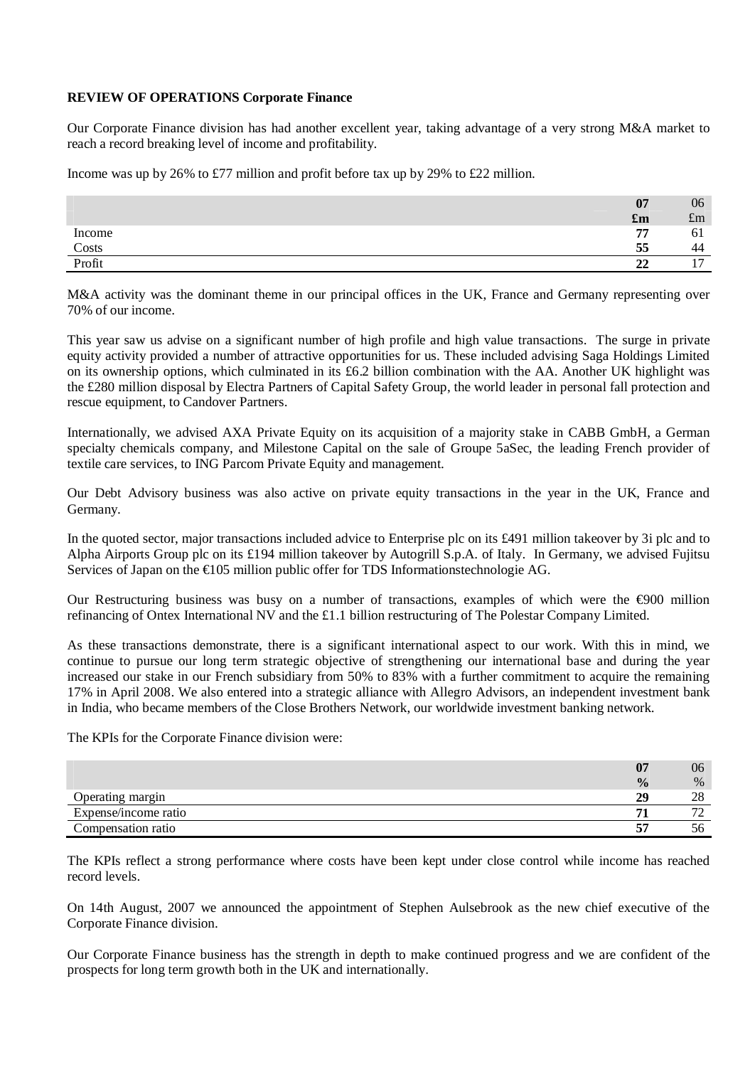**REVIEW OF OPERATIONS Corporate Finance**

Our Corporate Finance division has had another excellent year, taking advantage of a very strong M&A market to reach a record breaking level of income and profitability.

Income was up by 26% to £77 million and profit before tax up by 29% to £22 million.

| | **07** **£m** | 06 £m |
|---|---|---|
| Income | **77** | 61 |
| Costs | **55** | 44 |
| Profit | **22** | 17 |

M&A activity was the dominant theme in our principal offices in the UK, France and Germany representing over 70% of our income.

This year saw us advise on a significant number of high profile and high value transactions. The surge in private equity activity provided a number of attractive opportunities for us. These included advising Saga Holdings Limited on its ownership options, which culminated in its £6.2 billion combination with the AA. Another UK highlight was the £280 million disposal by Electra Partners of Capital Safety Group, the world leader in personal fall protection and rescue equipment, to Candover Partners.

Internationally, we advised AXA Private Equity on its acquisition of a majority stake in CABB GmbH, a German specialty chemicals company, and Milestone Capital on the sale of Groupe 5aSec, the leading French provider of textile care services, to ING Parcom Private Equity and management.

Our Debt Advisory business was also active on private equity transactions in the year in the UK, France and Germany.

In the quoted sector, major transactions included advice to Enterprise plc on its £491 million takeover by 3i plc and to Alpha Airports Group plc on its £194 million takeover by Autogrill S.p.A. of Italy. In Germany, we advised Fujitsu Services of Japan on the €105 million public offer for TDS Informationstechnologie AG.

Our Restructuring business was busy on a number of transactions, examples of which were the €900 million refinancing of Ontex International NV and the £1.1 billion restructuring of The Polestar Company Limited.

As these transactions demonstrate, there is a significant international aspect to our work. With this in mind, we continue to pursue our long term strategic objective of strengthening our international base and during the year increased our stake in our French subsidiary from 50% to 83% with a further commitment to acquire the remaining 17% in April 2008. We also entered into a strategic alliance with Allegro Advisors, an independent investment bank in India, who became members of the Close Brothers Network, our worldwide investment banking network.

The KPIs for the Corporate Finance division were:

| | **07** **%** | 06 % |
|---|---|---|
| Operating margin | **29** | 28 |
| Expense/income ratio | **71** | 72 |
| Compensation ratio | **57** | 56 |

The KPIs reflect a strong performance where costs have been kept under close control while income has reached record levels.

On 14th August, 2007 we announced the appointment of Stephen Aulsebrook as the new chief executive of the Corporate Finance division.

Our Corporate Finance business has the strength in depth to make continued progress and we are confident of the prospects for long term growth both in the UK and internationally.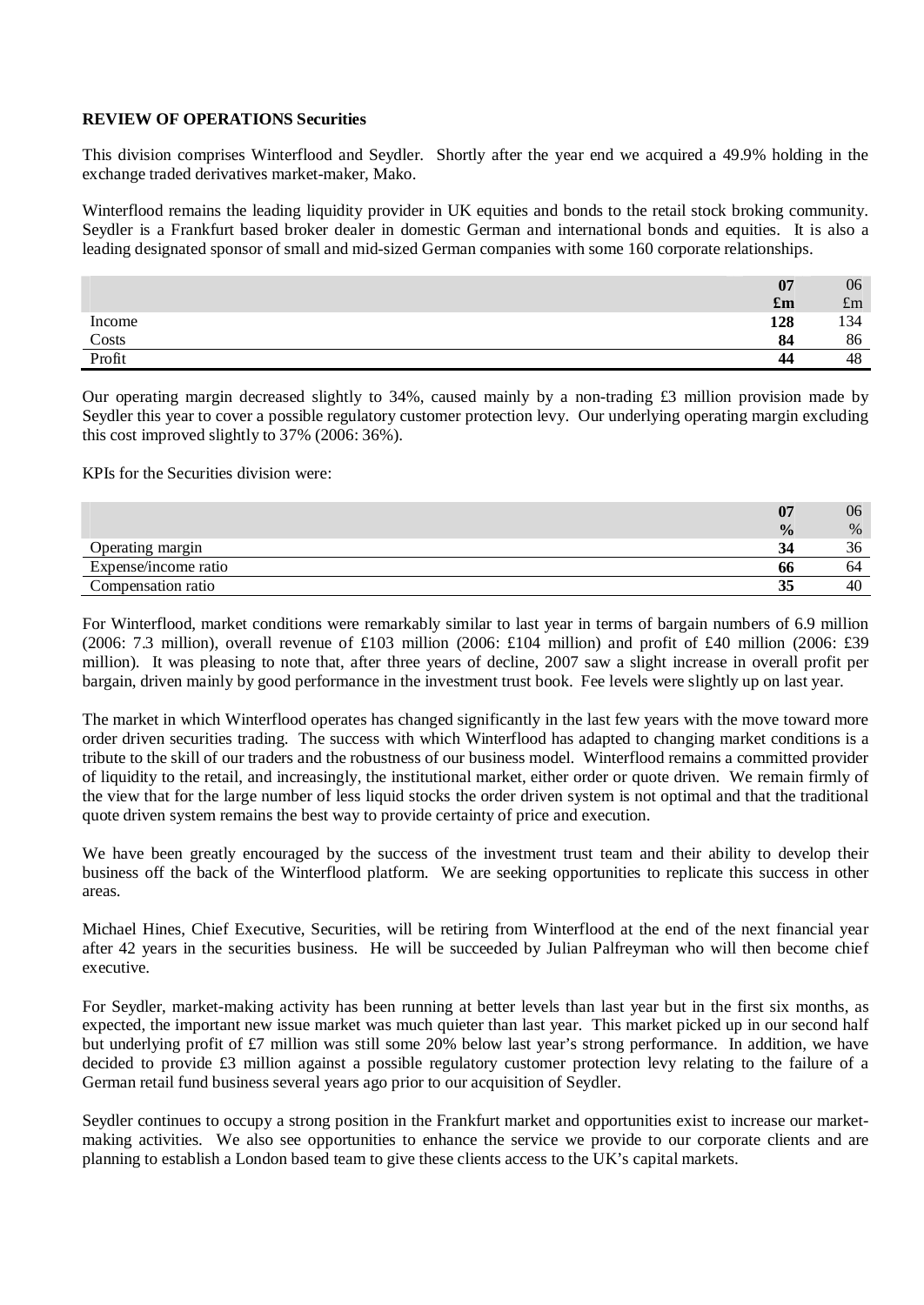**REVIEW OF OPERATIONS Securities**

This division comprises Winterflood and Seydler. Shortly after the year end we acquired a 49.9% holding in the exchange traded derivatives market-maker, Mako.

Winterflood remains the leading liquidity provider in UK equities and bonds to the retail stock broking community. Seydler is a Frankfurt based broker dealer in domestic German and international bonds and equities. It is also a leading designated sponsor of small and mid-sized German companies with some 160 corporate relationships.

| | **07** | 06 |
|---|---|---|
| | **£m** | £m |
| Income | **128** | 134 |
| Costs | **84** | 86 |
| Profit | **44** | 48 |

Our operating margin decreased slightly to 34%, caused mainly by a non-trading £3 million provision made by Seydler this year to cover a possible regulatory customer protection levy. Our underlying operating margin excluding this cost improved slightly to 37% (2006: 36%).

KPIs for the Securities division were:

| | **07** | 06 |
|---|---|---|
| | **%** | % |
| Operating margin | **34** | 36 |
| Expense/income ratio | **66** | 64 |
| Compensation ratio | **35** | 40 |

For Winterflood, market conditions were remarkably similar to last year in terms of bargain numbers of 6.9 million (2006: 7.3 million), overall revenue of £103 million (2006: £104 million) and profit of £40 million (2006: £39 million). It was pleasing to note that, after three years of decline, 2007 saw a slight increase in overall profit per bargain, driven mainly by good performance in the investment trust book. Fee levels were slightly up on last year.

The market in which Winterflood operates has changed significantly in the last few years with the move toward more order driven securities trading. The success with which Winterflood has adapted to changing market conditions is a tribute to the skill of our traders and the robustness of our business model. Winterflood remains a committed provider of liquidity to the retail, and increasingly, the institutional market, either order or quote driven. We remain firmly of the view that for the large number of less liquid stocks the order driven system is not optimal and that the traditional quote driven system remains the best way to provide certainty of price and execution.

We have been greatly encouraged by the success of the investment trust team and their ability to develop their business off the back of the Winterflood platform. We are seeking opportunities to replicate this success in other areas.

Michael Hines, Chief Executive, Securities, will be retiring from Winterflood at the end of the next financial year after 42 years in the securities business. He will be succeeded by Julian Palfreyman who will then become chief executive.

For Seydler, market-making activity has been running at better levels than last year but in the first six months, as expected, the important new issue market was much quieter than last year. This market picked up in our second half but underlying profit of £7 million was still some 20% below last year's strong performance. In addition, we have decided to provide £3 million against a possible regulatory customer protection levy relating to the failure of a German retail fund business several years ago prior to our acquisition of Seydler.

Seydler continues to occupy a strong position in the Frankfurt market and opportunities exist to increase our market-making activities. We also see opportunities to enhance the service we provide to our corporate clients and are planning to establish a London based team to give these clients access to the UK's capital markets.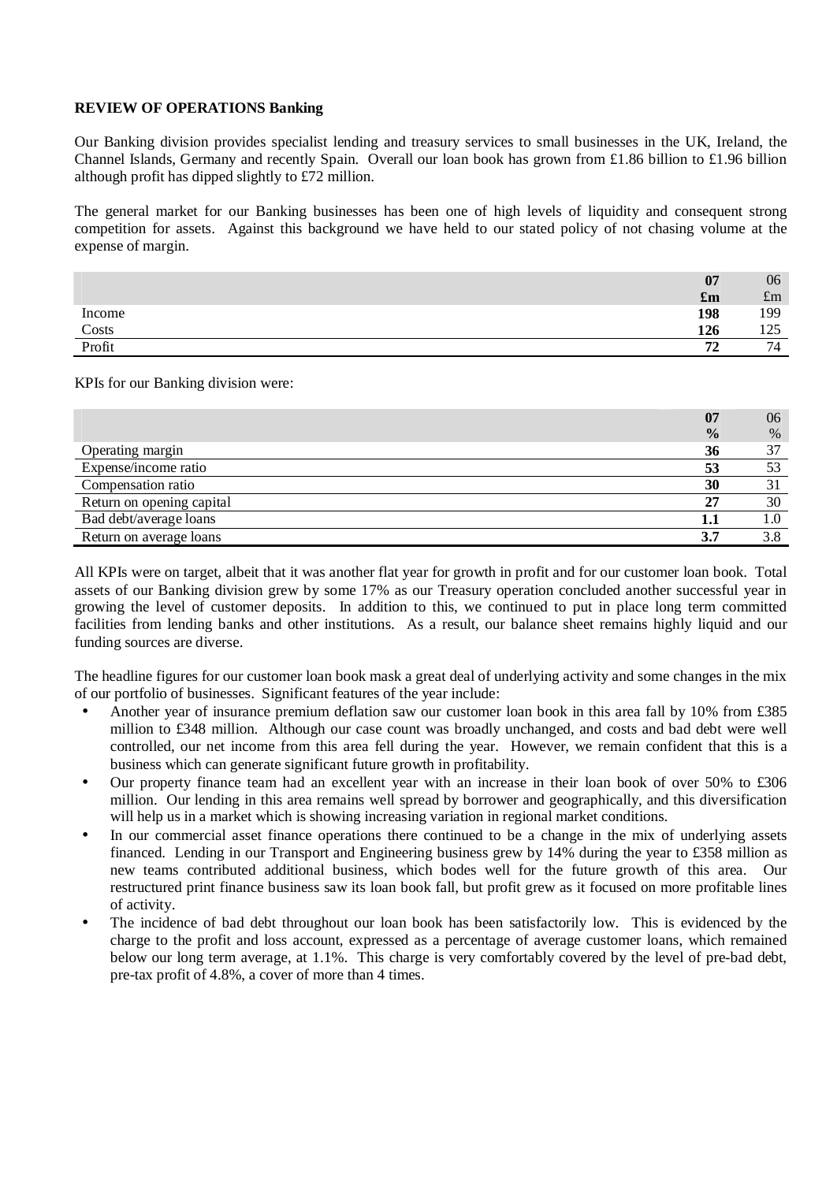**REVIEW OF OPERATIONS Banking**

Our Banking division provides specialist lending and treasury services to small businesses in the UK, Ireland, the Channel Islands, Germany and recently Spain. Overall our loan book has grown from £1.86 billion to £1.96 billion although profit has dipped slightly to £72 million.

The general market for our Banking businesses has been one of high levels of liquidity and consequent strong competition for assets. Against this background we have held to our stated policy of not chasing volume at the expense of margin.

| | **07** | 06 |
|---|---|---|
| | **£m** | £m |
| Income | **198** | 199 |
| Costs | **126** | 125 |
| Profit | **72** | 74 |

KPIs for our Banking division were:

| | **07** | 06 |
|---|---|---|
| | **%** | % |
| Operating margin | **36** | 37 |
| Expense/income ratio | **53** | 53 |
| Compensation ratio | **30** | 31 |
| Return on opening capital | **27** | 30 |
| Bad debt/average loans | **1.1** | 1.0 |
| Return on average loans | **3.7** | 3.8 |

All KPIs were on target, albeit that it was another flat year for growth in profit and for our customer loan book. Total assets of our Banking division grew by some 17% as our Treasury operation concluded another successful year in growing the level of customer deposits. In addition to this, we continued to put in place long term committed facilities from lending banks and other institutions. As a result, our balance sheet remains highly liquid and our funding sources are diverse.

The headline figures for our customer loan book mask a great deal of underlying activity and some changes in the mix of our portfolio of businesses. Significant features of the year include:

- Another year of insurance premium deflation saw our customer loan book in this area fall by 10% from £385 million to £348 million. Although our case count was broadly unchanged, and costs and bad debt were well controlled, our net income from this area fell during the year. However, we remain confident that this is a business which can generate significant future growth in profitability.
- Our property finance team had an excellent year with an increase in their loan book of over 50% to £306 million. Our lending in this area remains well spread by borrower and geographically, and this diversification will help us in a market which is showing increasing variation in regional market conditions.
- In our commercial asset finance operations there continued to be a change in the mix of underlying assets financed. Lending in our Transport and Engineering business grew by 14% during the year to £358 million as new teams contributed additional business, which bodes well for the future growth of this area. Our restructured print finance business saw its loan book fall, but profit grew as it focused on more profitable lines of activity.
- The incidence of bad debt throughout our loan book has been satisfactorily low. This is evidenced by the charge to the profit and loss account, expressed as a percentage of average customer loans, which remained below our long term average, at 1.1%. This charge is very comfortably covered by the level of pre-bad debt, pre-tax profit of 4.8%, a cover of more than 4 times.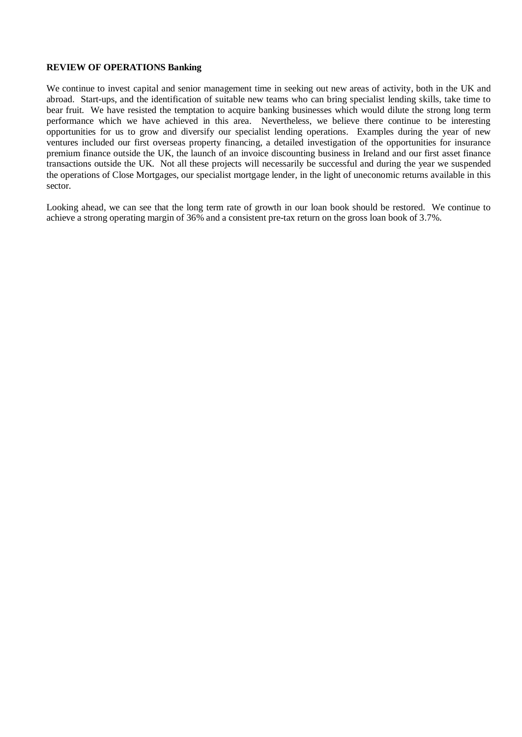**REVIEW OF OPERATIONS Banking**

We continue to invest capital and senior management time in seeking out new areas of activity, both in the UK and abroad. Start-ups, and the identification of suitable new teams who can bring specialist lending skills, take time to bear fruit. We have resisted the temptation to acquire banking businesses which would dilute the strong long term performance which we have achieved in this area. Nevertheless, we believe there continue to be interesting opportunities for us to grow and diversify our specialist lending operations. Examples during the year of new ventures included our first overseas property financing, a detailed investigation of the opportunities for insurance premium finance outside the UK, the launch of an invoice discounting business in Ireland and our first asset finance transactions outside the UK. Not all these projects will necessarily be successful and during the year we suspended the operations of Close Mortgages, our specialist mortgage lender, in the light of uneconomic returns available in this sector.

Looking ahead, we can see that the long term rate of growth in our loan book should be restored. We continue to achieve a strong operating margin of 36% and a consistent pre-tax return on the gross loan book of 3.7%.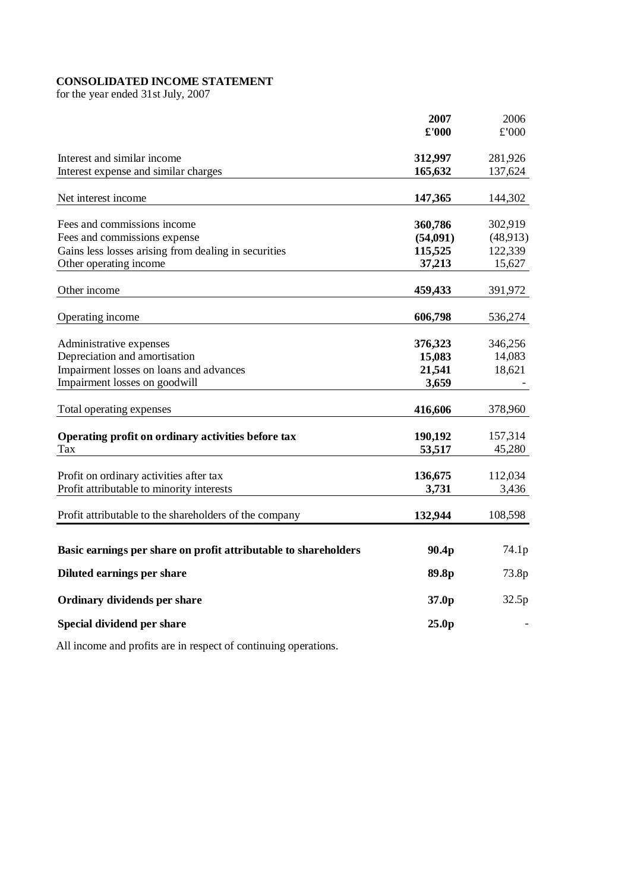**CONSOLIDATED INCOME STATEMENT**
for the year ended 31st July, 2007

| | **2007** | 2006 |
|---|---|---|
| | **£'000** | £'000 |
| Interest and similar income | **312,997** | 281,926 |
| Interest expense and similar charges | **165,632** | 137,624 |
| Net interest income | **147,365** | 144,302 |
| Fees and commissions income | **360,786** | 302,919 |
| Fees and commissions expense | **(54,091)** | (48,913) |
| Gains less losses arising from dealing in securities | **115,525** | 122,339 |
| Other operating income | **37,213** | 15,627 |
| Other income | **459,433** | 391,972 |
| Operating income | **606,798** | 536,274 |
| Administrative expenses | **376,323** | 346,256 |
| Depreciation and amortisation | **15,083** | 14,083 |
| Impairment losses on loans and advances | **21,541** | 18,621 |
| Impairment losses on goodwill | **3,659** | - |
| Total operating expenses | **416,606** | 378,960 |
| **Operating profit on ordinary activities before tax** | **190,192** | 157,314 |
| Tax | **53,517** | 45,280 |
| Profit on ordinary activities after tax | **136,675** | 112,034 |
| Profit attributable to minority interests | **3,731** | 3,436 |
| Profit attributable to the shareholders of the company | **132,944** | 108,598 |
| **Basic earnings per share on profit attributable to shareholders** | **90.4p** | 74.1p |
| **Diluted earnings per share** | **89.8p** | 73.8p |
| **Ordinary dividends per share** | **37.0p** | 32.5p |
| **Special dividend per share** | **25.0p** | - |

All income and profits are in respect of continuing operations.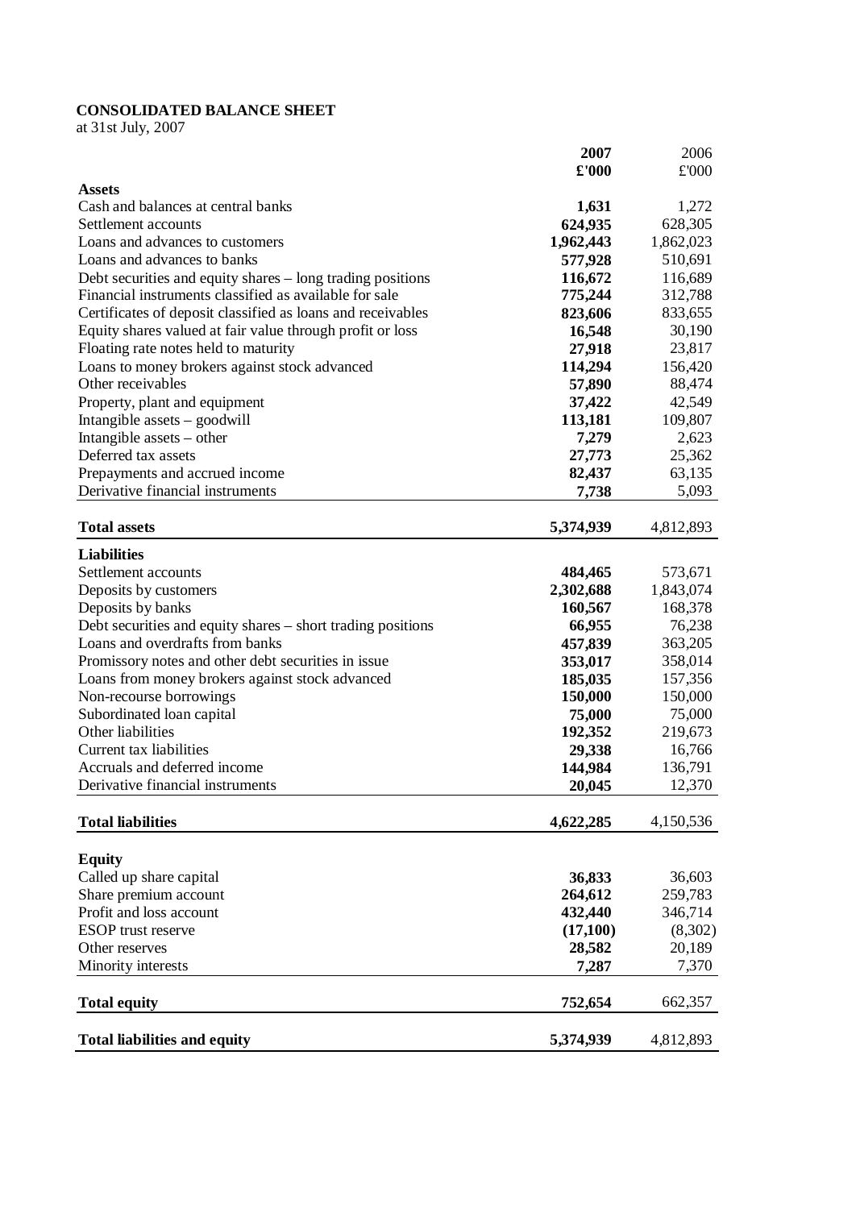**CONSOLIDATED BALANCE SHEET**
at 31st July, 2007

| | 2007<br>£'000 | 2006<br>£'000 |
|---|---|---|
| **Assets** | | |
| Cash and balances at central banks | **1,631** | 1,272 |
| Settlement accounts | **624,935** | 628,305 |
| Loans and advances to customers | **1,962,443** | 1,862,023 |
| Loans and advances to banks | **577,928** | 510,691 |
| Debt securities and equity shares – long trading positions | **116,672** | 116,689 |
| Financial instruments classified as available for sale | **775,244** | 312,788 |
| Certificates of deposit classified as loans and receivables | **823,606** | 833,655 |
| Equity shares valued at fair value through profit or loss | **16,548** | 30,190 |
| Floating rate notes held to maturity | **27,918** | 23,817 |
| Loans to money brokers against stock advanced | **114,294** | 156,420 |
| Other receivables | **57,890** | 88,474 |
| Property, plant and equipment | **37,422** | 42,549 |
| Intangible assets – goodwill | **113,181** | 109,807 |
| Intangible assets – other | **7,279** | 2,623 |
| Deferred tax assets | **27,773** | 25,362 |
| Prepayments and accrued income | **82,437** | 63,135 |
| Derivative financial instruments | **7,738** | 5,093 |
| **Total assets** | **5,374,939** | 4,812,893 |
| **Liabilities** | | |
| Settlement accounts | **484,465** | 573,671 |
| Deposits by customers | **2,302,688** | 1,843,074 |
| Deposits by banks | **160,567** | 168,378 |
| Debt securities and equity shares – short trading positions | **66,955** | 76,238 |
| Loans and overdrafts from banks | **457,839** | 363,205 |
| Promissory notes and other debt securities in issue | **353,017** | 358,014 |
| Loans from money brokers against stock advanced | **185,035** | 157,356 |
| Non-recourse borrowings | **150,000** | 150,000 |
| Subordinated loan capital | **75,000** | 75,000 |
| Other liabilities | **192,352** | 219,673 |
| Current tax liabilities | **29,338** | 16,766 |
| Accruals and deferred income | **144,984** | 136,791 |
| Derivative financial instruments | **20,045** | 12,370 |
| **Total liabilities** | **4,622,285** | 4,150,536 |
| **Equity** | | |
| Called up share capital | **36,833** | 36,603 |
| Share premium account | **264,612** | 259,783 |
| Profit and loss account | **432,440** | 346,714 |
| ESOP trust reserve | **(17,100)** | (8,302) |
| Other reserves | **28,582** | 20,189 |
| Minority interests | **7,287** | 7,370 |
| **Total equity** | **752,654** | 662,357 |
| **Total liabilities and equity** | **5,374,939** | 4,812,893 |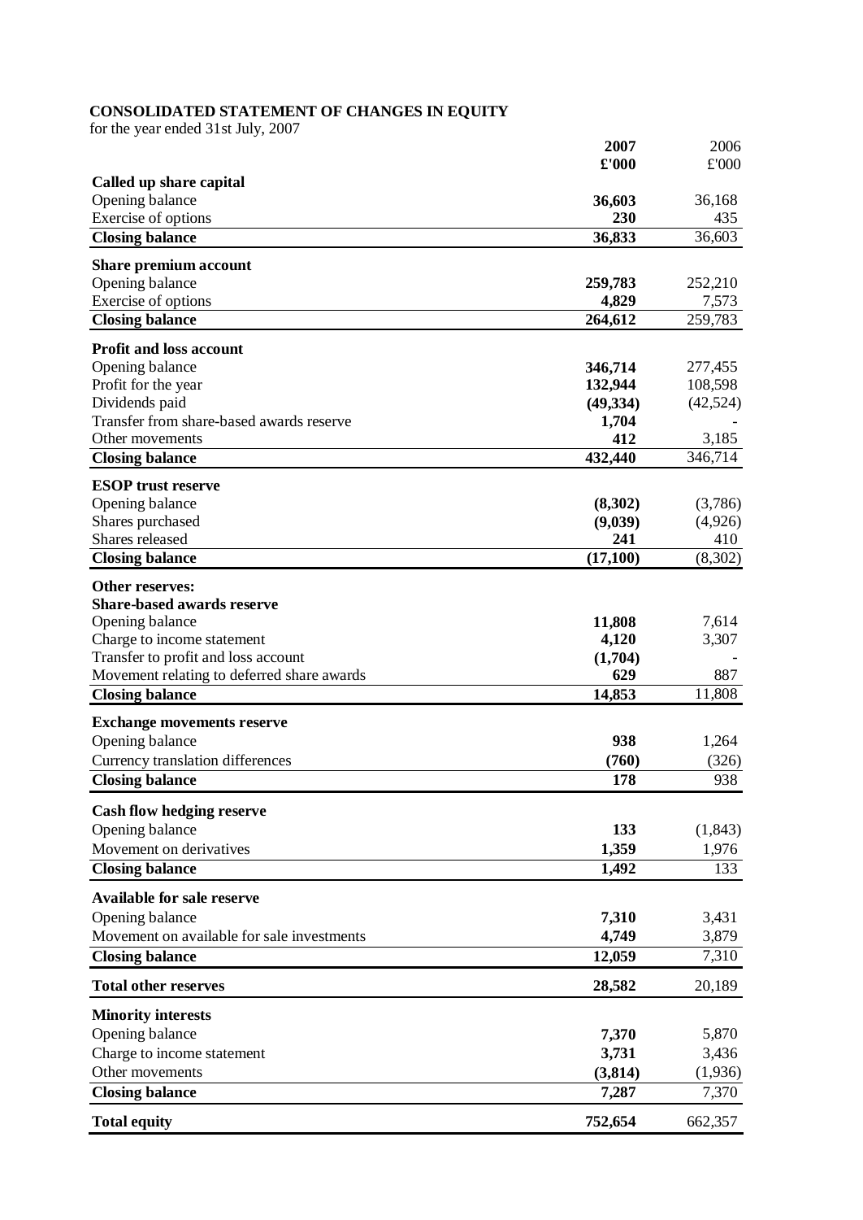## CONSOLIDATED STATEMENT OF CHANGES IN EQUITY

for the year ended 31st July, 2007

| | 2007 | 2006 |
|---|---|---|
| | £'000 | £'000 |
| **Called up share capital** | | |
| Opening balance | **36,603** | 36,168 |
| Exercise of options | **230** | 435 |
| **Closing balance** | **36,833** | 36,603 |
| **Share premium account** | | |
| Opening balance | **259,783** | 252,210 |
| Exercise of options | **4,829** | 7,573 |
| **Closing balance** | **264,612** | 259,783 |
| **Profit and loss account** | | |
| Opening balance | **346,714** | 277,455 |
| Profit for the year | **132,944** | 108,598 |
| Dividends paid | **(49,334)** | (42,524) |
| Transfer from share-based awards reserve | **1,704** | - |
| Other movements | **412** | 3,185 |
| **Closing balance** | **432,440** | 346,714 |
| **ESOP trust reserve** | | |
| Opening balance | **(8,302)** | (3,786) |
| Shares purchased | **(9,039)** | (4,926) |
| Shares released | **241** | 410 |
| **Closing balance** | **(17,100)** | (8,302) |
| **Other reserves:** | | |
| **Share-based awards reserve** | | |
| Opening balance | **11,808** | 7,614 |
| Charge to income statement | **4,120** | 3,307 |
| Transfer to profit and loss account | **(1,704)** | - |
| Movement relating to deferred share awards | **629** | 887 |
| **Closing balance** | **14,853** | 11,808 |
| **Exchange movements reserve** | | |
| Opening balance | **938** | 1,264 |
| Currency translation differences | **(760)** | (326) |
| **Closing balance** | **178** | 938 |
| **Cash flow hedging reserve** | | |
| Opening balance | **133** | (1,843) |
| Movement on derivatives | **1,359** | 1,976 |
| **Closing balance** | **1,492** | 133 |
| **Available for sale reserve** | | |
| Opening balance | **7,310** | 3,431 |
| Movement on available for sale investments | **4,749** | 3,879 |
| **Closing balance** | **12,059** | 7,310 |
| **Total other reserves** | **28,582** | 20,189 |
| **Minority interests** | | |
| Opening balance | **7,370** | 5,870 |
| Charge to income statement | **3,731** | 3,436 |
| Other movements | **(3,814)** | (1,936) |
| **Closing balance** | **7,287** | 7,370 |
| **Total equity** | **752,654** | 662,357 |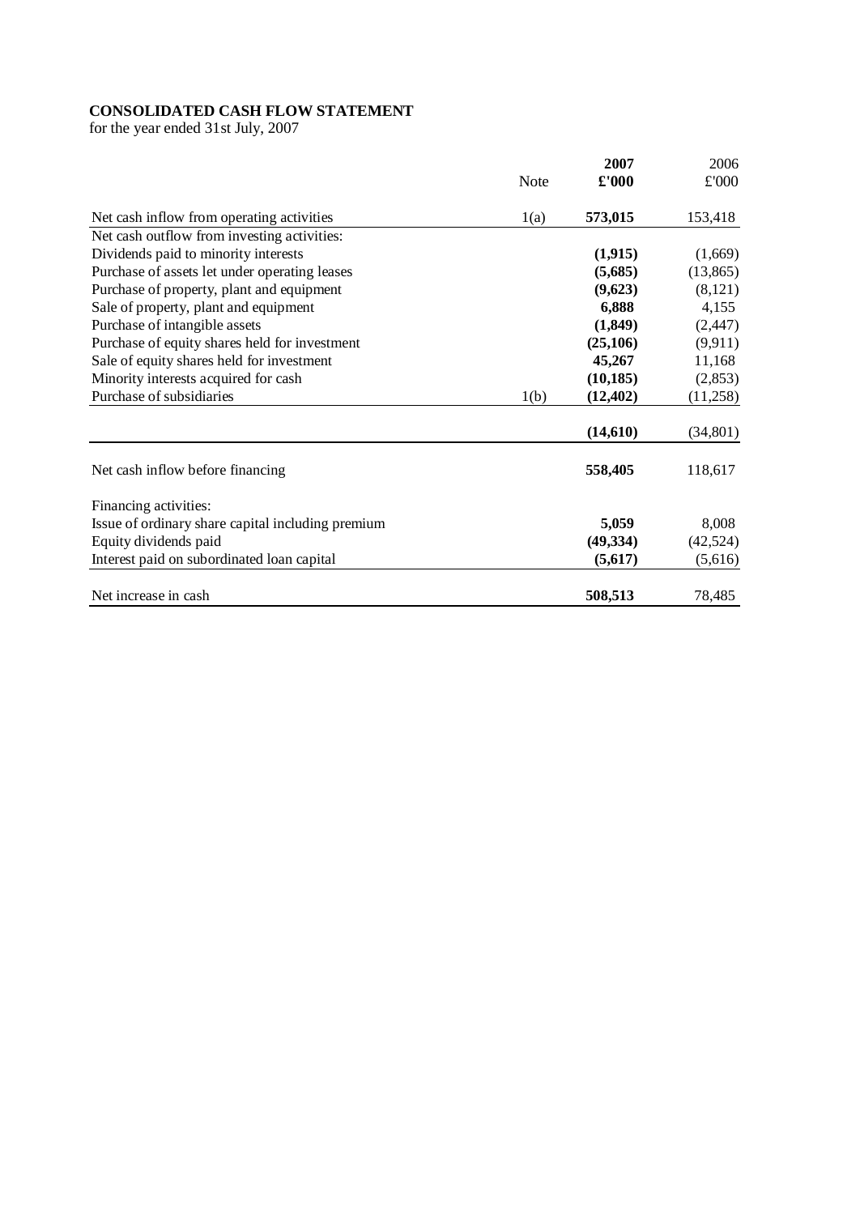**CONSOLIDATED CASH FLOW STATEMENT**
for the year ended 31st July, 2007

| | Note | **2007 £'000** | 2006 £'000 |
|---|---|---|---|
| Net cash inflow from operating activities | 1(a) | **573,015** | 153,418 |
| Net cash outflow from investing activities: | | | |
| Dividends paid to minority interests | | **(1,915)** | (1,669) |
| Purchase of assets let under operating leases | | **(5,685)** | (13,865) |
| Purchase of property, plant and equipment | | **(9,623)** | (8,121) |
| Sale of property, plant and equipment | | **6,888** | 4,155 |
| Purchase of intangible assets | | **(1,849)** | (2,447) |
| Purchase of equity shares held for investment | | **(25,106)** | (9,911) |
| Sale of equity shares held for investment | | **45,267** | 11,168 |
| Minority interests acquired for cash | | **(10,185)** | (2,853) |
| Purchase of subsidiaries | 1(b) | **(12,402)** | (11,258) |
| | | **(14,610)** | (34,801) |
| Net cash inflow before financing | | **558,405** | 118,617 |
| Financing activities: | | | |
| Issue of ordinary share capital including premium | | **5,059** | 8,008 |
| Equity dividends paid | | **(49,334)** | (42,524) |
| Interest paid on subordinated loan capital | | **(5,617)** | (5,616) |
| Net increase in cash | | **508,513** | 78,485 |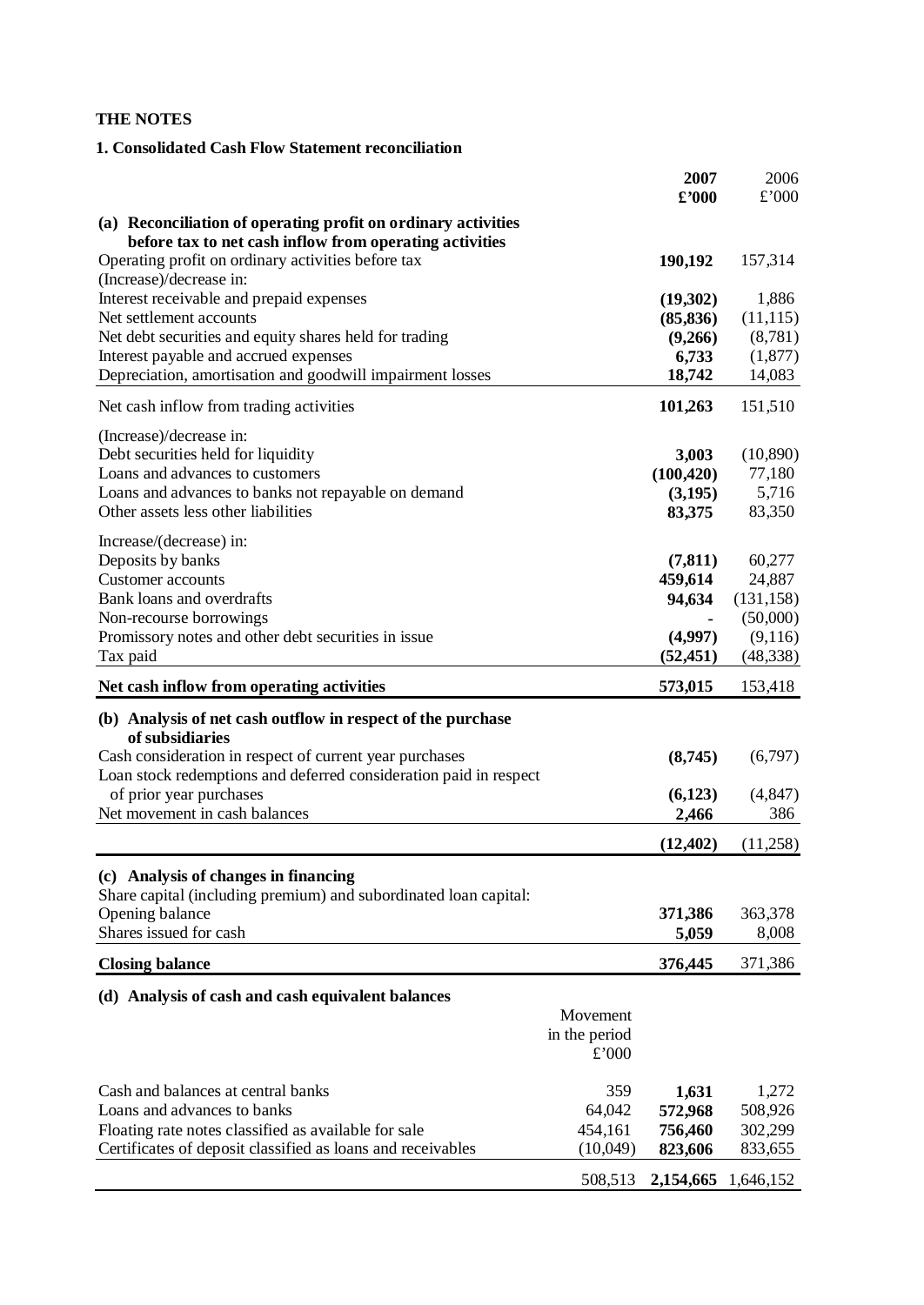## THE NOTES

### 1. Consolidated Cash Flow Statement reconciliation

| | 2007 £'000 | 2006 £'000 |
|---|---|---|
| **(a) Reconciliation of operating profit on ordinary activities before tax to net cash inflow from operating activities** | | |
| Operating profit on ordinary activities before tax | **190,192** | 157,314 |
| (Increase)/decrease in: | | |
| Interest receivable and prepaid expenses | **(19,302)** | 1,886 |
| Net settlement accounts | **(85,836)** | (11,115) |
| Net debt securities and equity shares held for trading | **(9,266)** | (8,781) |
| Interest payable and accrued expenses | **6,733** | (1,877) |
| Depreciation, amortisation and goodwill impairment losses | **18,742** | 14,083 |
| Net cash inflow from trading activities | **101,263** | 151,510 |
| (Increase)/decrease in: | | |
| Debt securities held for liquidity | **3,003** | (10,890) |
| Loans and advances to customers | **(100,420)** | 77,180 |
| Loans and advances to banks not repayable on demand | **(3,195)** | 5,716 |
| Other assets less other liabilities | **83,375** | 83,350 |
| Increase/(decrease) in: | | |
| Deposits by banks | **(7,811)** | 60,277 |
| Customer accounts | **459,614** | 24,887 |
| Bank loans and overdrafts | **94,634** | (131,158) |
| Non-recourse borrowings | **-** | (50,000) |
| Promissory notes and other debt securities in issue | **(4,997)** | (9,116) |
| Tax paid | **(52,451)** | (48,338) |
| **Net cash inflow from operating activities** | **573,015** | 153,418 |
| **(b) Analysis of net cash outflow in respect of the purchase of subsidiaries** | | |
| Cash consideration in respect of current year purchases | **(8,745)** | (6,797) |
| Loan stock redemptions and deferred consideration paid in respect of prior year purchases | **(6,123)** | (4,847) |
| Net movement in cash balances | **2,466** | 386 |
| | **(12,402)** | (11,258) |
| **(c) Analysis of changes in financing** | | |
| Share capital (including premium) and subordinated loan capital: | | |
| Opening balance | **371,386** | 363,378 |
| Shares issued for cash | **5,059** | 8,008 |
| **Closing balance** | **376,445** | 371,386 |

### (d) Analysis of cash and cash equivalent balances

| | Movement in the period £'000 | 2007 £'000 | 2006 £'000 |
|---|---|---|---|
| Cash and balances at central banks | 359 | **1,631** | 1,272 |
| Loans and advances to banks | 64,042 | **572,968** | 508,926 |
| Floating rate notes classified as available for sale | 454,161 | **756,460** | 302,299 |
| Certificates of deposit classified as loans and receivables | (10,049) | **823,606** | 833,655 |
| | 508,513 | **2,154,665** | 1,646,152 |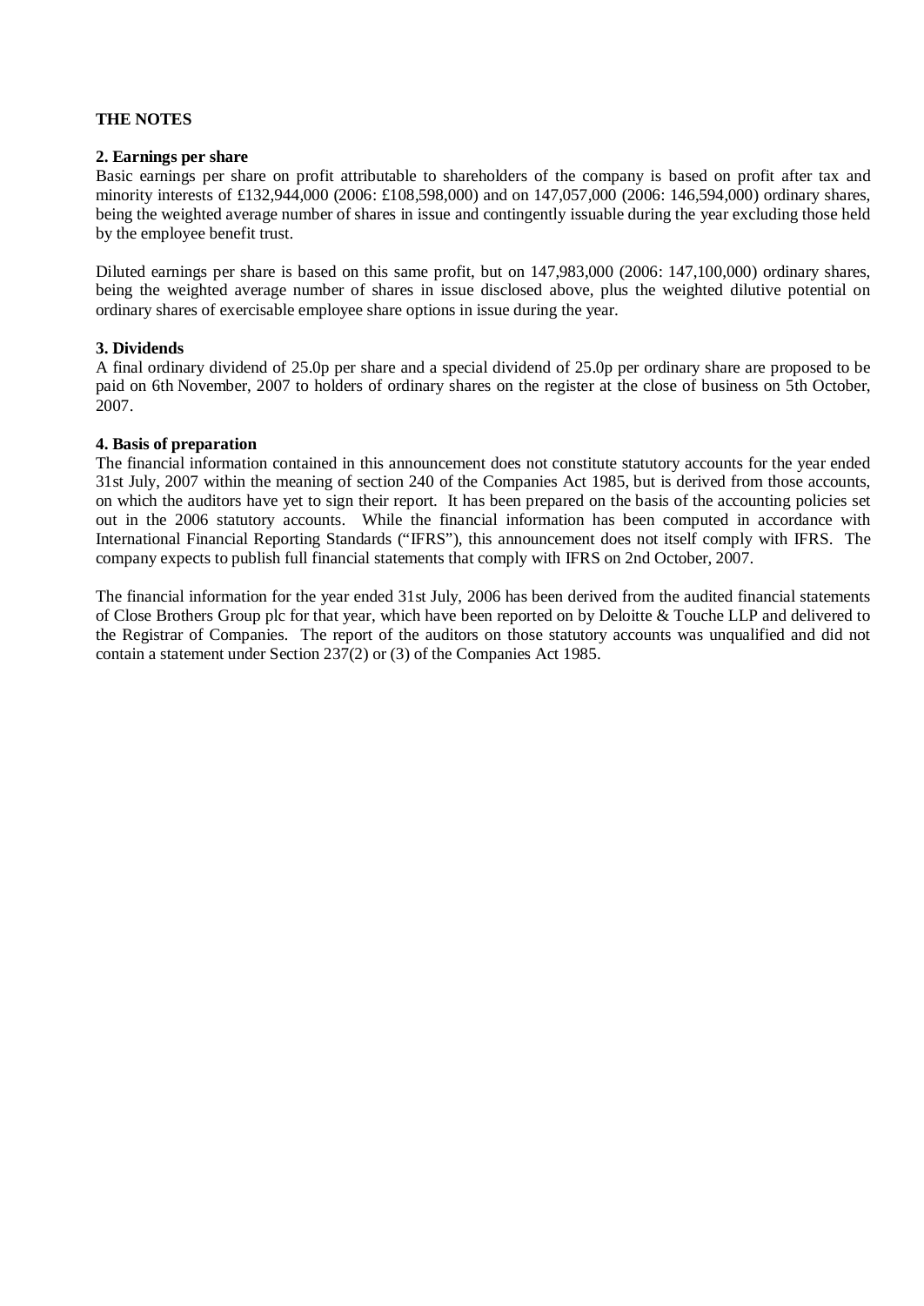**THE NOTES**

**2. Earnings per share**

Basic earnings per share on profit attributable to shareholders of the company is based on profit after tax and minority interests of £132,944,000 (2006: £108,598,000) and on 147,057,000 (2006: 146,594,000) ordinary shares, being the weighted average number of shares in issue and contingently issuable during the year excluding those held by the employee benefit trust.

Diluted earnings per share is based on this same profit, but on 147,983,000 (2006: 147,100,000) ordinary shares, being the weighted average number of shares in issue disclosed above, plus the weighted dilutive potential on ordinary shares of exercisable employee share options in issue during the year.

**3. Dividends**

A final ordinary dividend of 25.0p per share and a special dividend of 25.0p per ordinary share are proposed to be paid on 6th November, 2007 to holders of ordinary shares on the register at the close of business on 5th October, 2007.

**4. Basis of preparation**

The financial information contained in this announcement does not constitute statutory accounts for the year ended 31st July, 2007 within the meaning of section 240 of the Companies Act 1985, but is derived from those accounts, on which the auditors have yet to sign their report. It has been prepared on the basis of the accounting policies set out in the 2006 statutory accounts. While the financial information has been computed in accordance with International Financial Reporting Standards ("IFRS"), this announcement does not itself comply with IFRS. The company expects to publish full financial statements that comply with IFRS on 2nd October, 2007.

The financial information for the year ended 31st July, 2006 has been derived from the audited financial statements of Close Brothers Group plc for that year, which have been reported on by Deloitte & Touche LLP and delivered to the Registrar of Companies. The report of the auditors on those statutory accounts was unqualified and did not contain a statement under Section 237(2) or (3) of the Companies Act 1985.